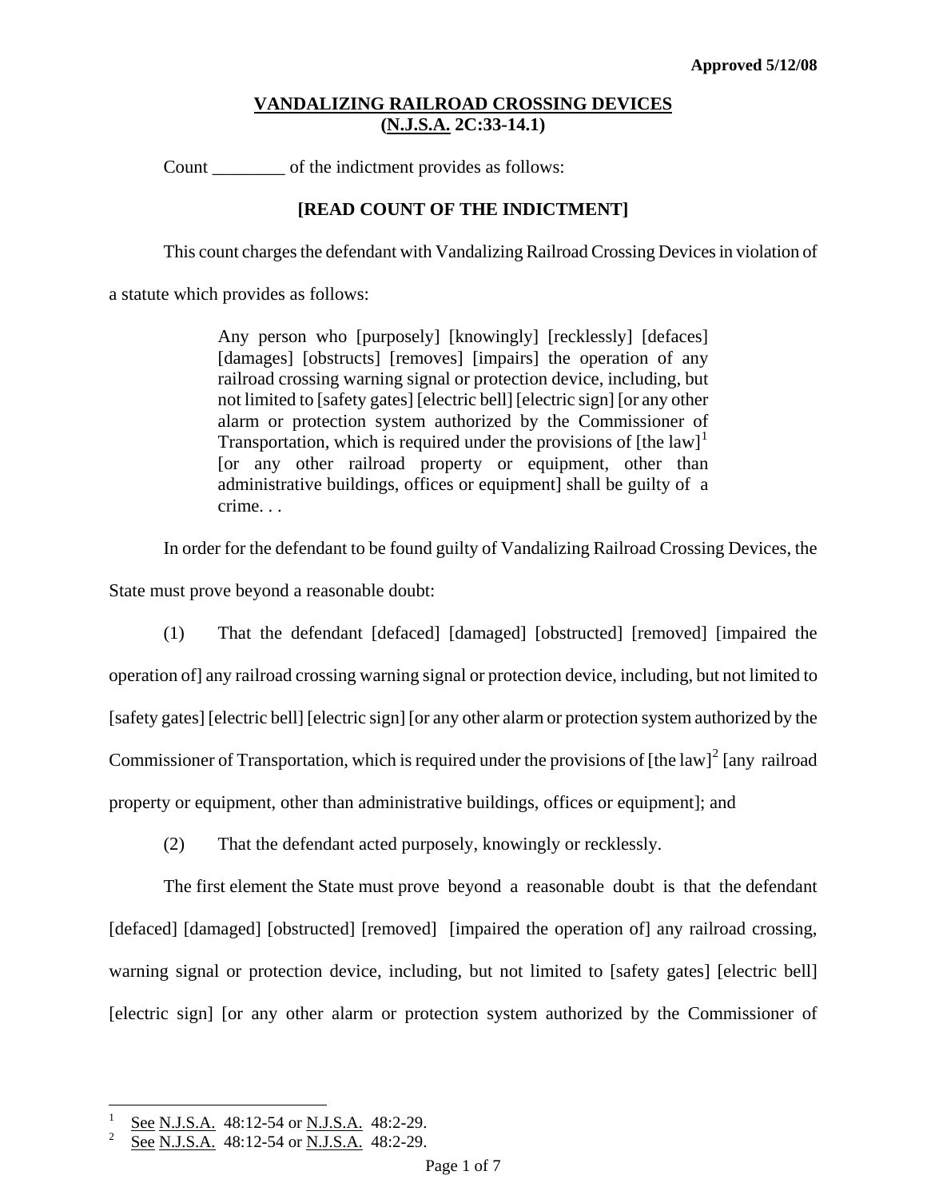**Approved 5/12/08**

# VANDALIZING RAILROAD CROSSING DEVICES (N.J.S.A. 2C:33-14.1)

Count ________ of the indictment provides as follows:

**[READ COUNT OF THE INDICTMENT]**

This count charges the defendant with Vandalizing Railroad Crossing Devices in violation of a statute which provides as follows:

> Any person who [purposely] [knowingly] [recklessly] [defaces] [damages] [obstructs] [removes] [impairs] the operation of any railroad crossing warning signal or protection device, including, but not limited to [safety gates] [electric bell] [electric sign] [or any other alarm or protection system authorized by the Commissioner of Transportation, which is required under the provisions of [the law][1] [or any other railroad property or equipment, other than administrative buildings, offices or equipment] shall be guilty of a crime. . .

In order for the defendant to be found guilty of Vandalizing Railroad Crossing Devices, the State must prove beyond a reasonable doubt:

(1) That the defendant [defaced] [damaged] [obstructed] [removed] [impaired the operation of] any railroad crossing warning signal or protection device, including, but not limited to [safety gates] [electric bell] [electric sign] [or any other alarm or protection system authorized by the Commissioner of Transportation, which is required under the provisions of [the law][2] [any railroad property or equipment, other than administrative buildings, offices or equipment]; and

(2) That the defendant acted purposely, knowingly or recklessly.

The first element the State must prove beyond a reasonable doubt is that the defendant [defaced] [damaged] [obstructed] [removed] [impaired the operation of] any railroad crossing, warning signal or protection device, including, but not limited to [safety gates] [electric bell] [electric sign] [or any other alarm or protection system authorized by the Commissioner of

---

[1] See N.J.S.A. 48:12-54 or N.J.S.A. 48:2-29.

[2] See N.J.S.A. 48:12-54 or N.J.S.A. 48:2-29.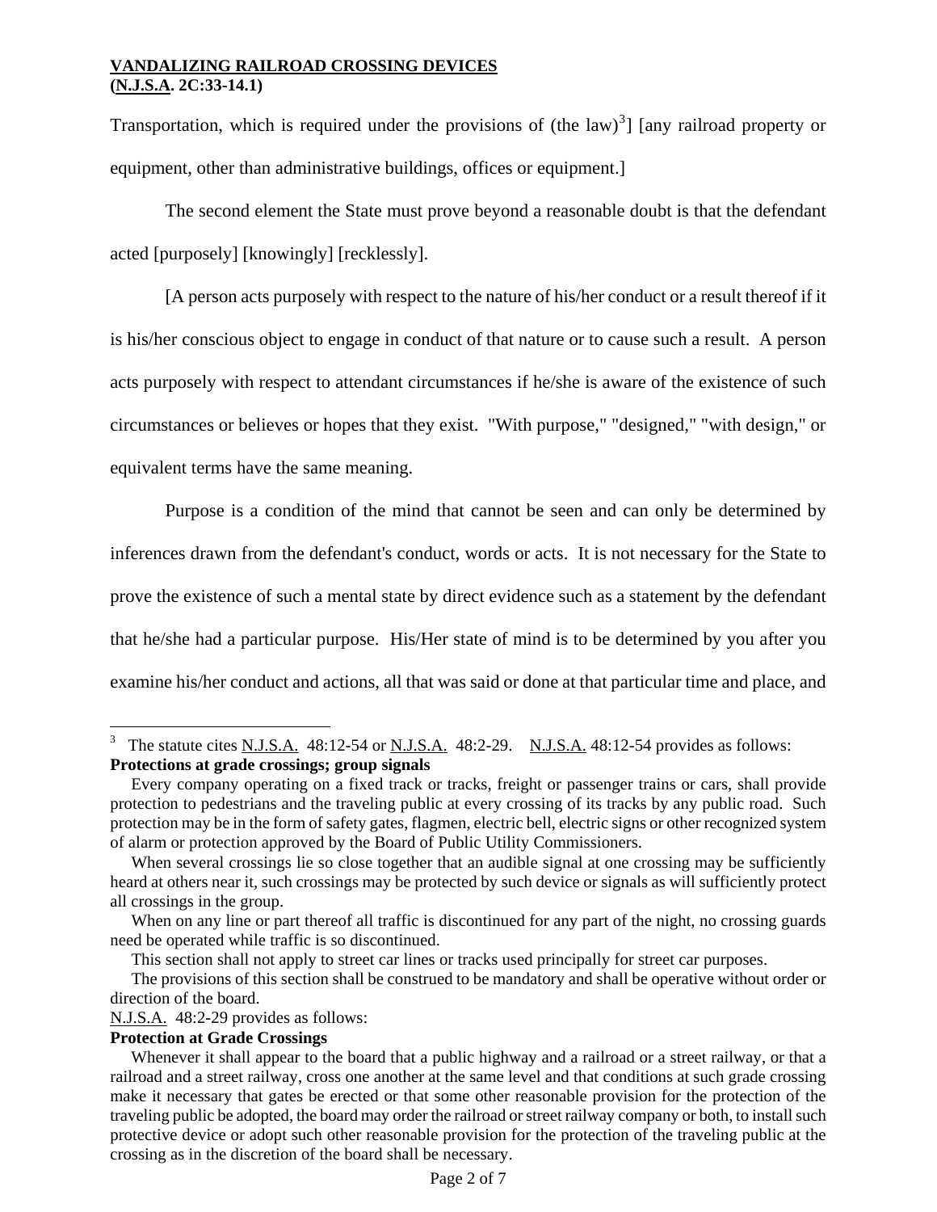Transportation, which is required under the provisions of (the law)[3]] [any railroad property or equipment, other than administrative buildings, offices or equipment.]

The second element the State must prove beyond a reasonable doubt is that the defendant acted [purposely] [knowingly] [recklessly].

[A person acts purposely with respect to the nature of his/her conduct or a result thereof if it is his/her conscious object to engage in conduct of that nature or to cause such a result. A person acts purposely with respect to attendant circumstances if he/she is aware of the existence of such circumstances or believes or hopes that they exist. "With purpose," "designed," "with design," or equivalent terms have the same meaning.

Purpose is a condition of the mind that cannot be seen and can only be determined by inferences drawn from the defendant's conduct, words or acts. It is not necessary for the State to prove the existence of such a mental state by direct evidence such as a statement by the defendant that he/she had a particular purpose. His/Her state of mind is to be determined by you after you examine his/her conduct and actions, all that was said or done at that particular time and place, and

---

[3] The statute cites N.J.S.A. 48:12-54 or N.J.S.A. 48:2-29. N.J.S.A. 48:12-54 provides as follows:

**Protections at grade crossings; group signals**

Every company operating on a fixed track or tracks, freight or passenger trains or cars, shall provide protection to pedestrians and the traveling public at every crossing of its tracks by any public road. Such protection may be in the form of safety gates, flagmen, electric bell, electric signs or other recognized system of alarm or protection approved by the Board of Public Utility Commissioners.

When several crossings lie so close together that an audible signal at one crossing may be sufficiently heard at others near it, such crossings may be protected by such device or signals as will sufficiently protect all crossings in the group.

When on any line or part thereof all traffic is discontinued for any part of the night, no crossing guards need be operated while traffic is so discontinued.

This section shall not apply to street car lines or tracks used principally for street car purposes.

The provisions of this section shall be construed to be mandatory and shall be operative without order or direction of the board.

N.J.S.A. 48:2-29 provides as follows:

**Protection at Grade Crossings**

Whenever it shall appear to the board that a public highway and a railroad or a street railway, or that a railroad and a street railway, cross one another at the same level and that conditions at such grade crossing make it necessary that gates be erected or that some other reasonable provision for the protection of the traveling public be adopted, the board may order the railroad or street railway company or both, to install such protective device or adopt such other reasonable provision for the protection of the traveling public at the crossing as in the discretion of the board shall be necessary.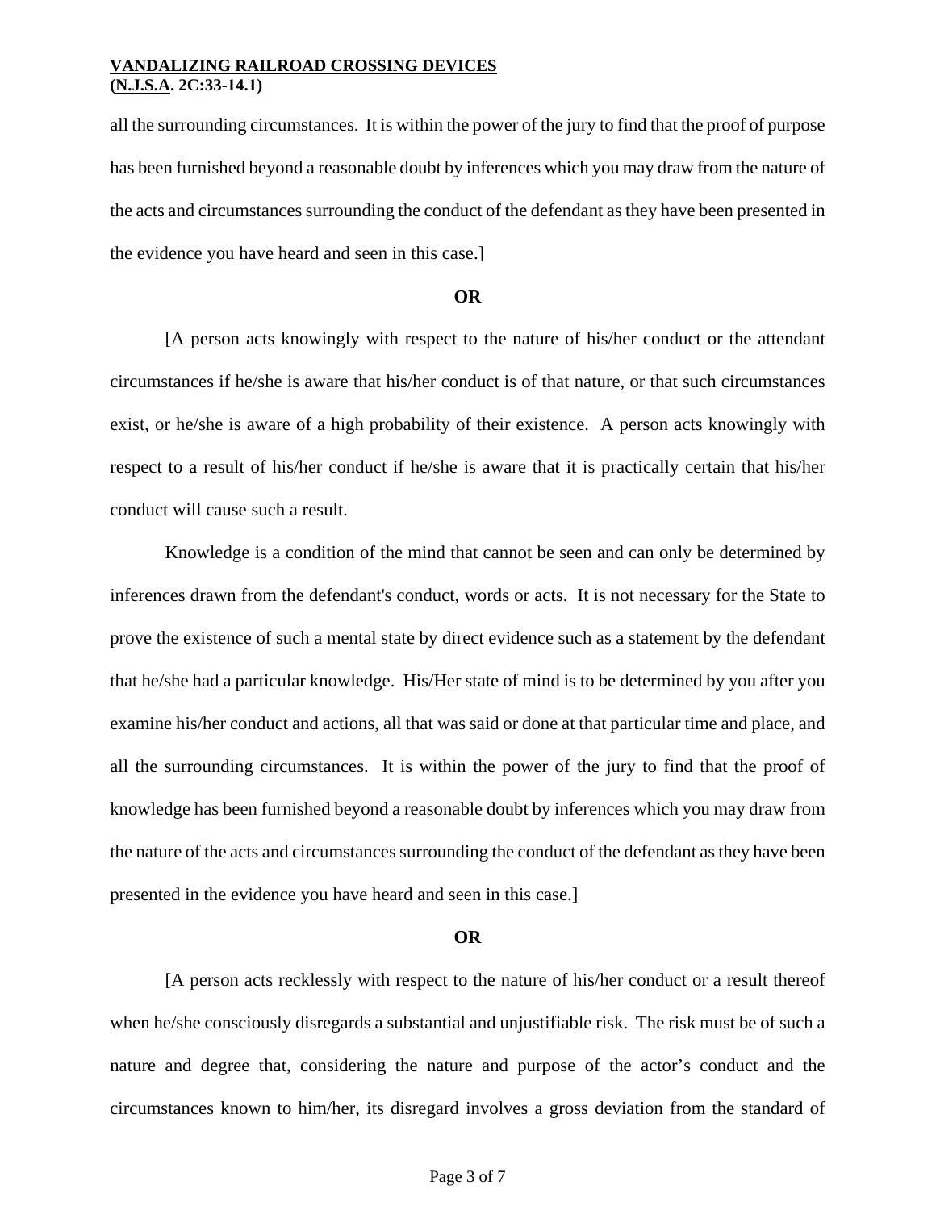all the surrounding circumstances. It is within the power of the jury to find that the proof of purpose has been furnished beyond a reasonable doubt by inferences which you may draw from the nature of the acts and circumstances surrounding the conduct of the defendant as they have been presented in the evidence you have heard and seen in this case.]

**OR**

[A person acts knowingly with respect to the nature of his/her conduct or the attendant circumstances if he/she is aware that his/her conduct is of that nature, or that such circumstances exist, or he/she is aware of a high probability of their existence. A person acts knowingly with respect to a result of his/her conduct if he/she is aware that it is practically certain that his/her conduct will cause such a result.

Knowledge is a condition of the mind that cannot be seen and can only be determined by inferences drawn from the defendant's conduct, words or acts. It is not necessary for the State to prove the existence of such a mental state by direct evidence such as a statement by the defendant that he/she had a particular knowledge. His/Her state of mind is to be determined by you after you examine his/her conduct and actions, all that was said or done at that particular time and place, and all the surrounding circumstances. It is within the power of the jury to find that the proof of knowledge has been furnished beyond a reasonable doubt by inferences which you may draw from the nature of the acts and circumstances surrounding the conduct of the defendant as they have been presented in the evidence you have heard and seen in this case.]

**OR**

[A person acts recklessly with respect to the nature of his/her conduct or a result thereof when he/she consciously disregards a substantial and unjustifiable risk. The risk must be of such a nature and degree that, considering the nature and purpose of the actor's conduct and the circumstances known to him/her, its disregard involves a gross deviation from the standard of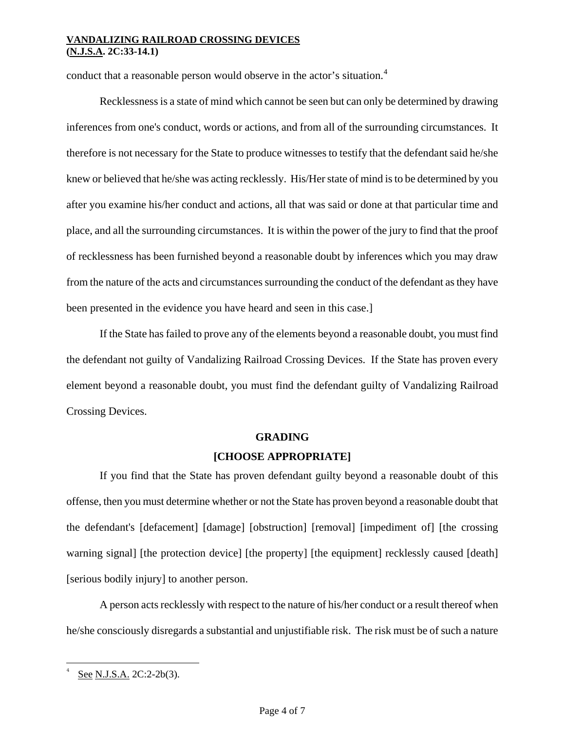conduct that a reasonable person would observe in the actor's situation.[4]

Recklessness is a state of mind which cannot be seen but can only be determined by drawing inferences from one's conduct, words or actions, and from all of the surrounding circumstances. It therefore is not necessary for the State to produce witnesses to testify that the defendant said he/she knew or believed that he/she was acting recklessly. His/Her state of mind is to be determined by you after you examine his/her conduct and actions, all that was said or done at that particular time and place, and all the surrounding circumstances. It is within the power of the jury to find that the proof of recklessness has been furnished beyond a reasonable doubt by inferences which you may draw from the nature of the acts and circumstances surrounding the conduct of the defendant as they have been presented in the evidence you have heard and seen in this case.]

If the State has failed to prove any of the elements beyond a reasonable doubt, you must find the defendant not guilty of Vandalizing Railroad Crossing Devices. If the State has proven every element beyond a reasonable doubt, you must find the defendant guilty of Vandalizing Railroad Crossing Devices.

**GRADING**

**[CHOOSE APPROPRIATE]**

If you find that the State has proven defendant guilty beyond a reasonable doubt of this offense, then you must determine whether or not the State has proven beyond a reasonable doubt that the defendant's [defacement] [damage] [obstruction] [removal] [impediment of] [the crossing warning signal] [the protection device] [the property] [the equipment] recklessly caused [death] [serious bodily injury] to another person.

A person acts recklessly with respect to the nature of his/her conduct or a result thereof when he/she consciously disregards a substantial and unjustifiable risk. The risk must be of such a nature

---

[4] See N.J.S.A. 2C:2-2b(3).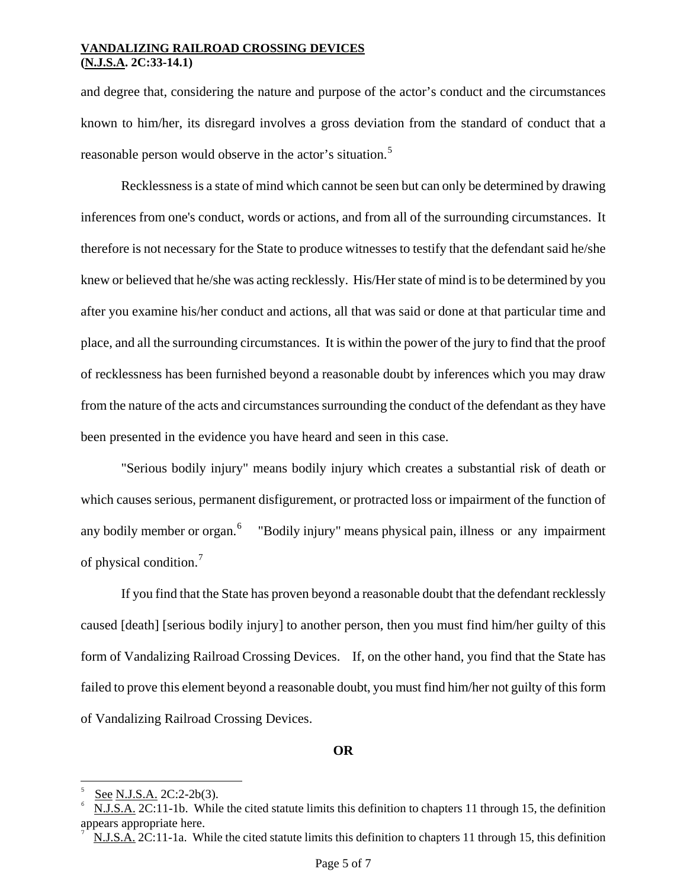and degree that, considering the nature and purpose of the actor's conduct and the circumstances known to him/her, its disregard involves a gross deviation from the standard of conduct that a reasonable person would observe in the actor's situation.[5]

Recklessness is a state of mind which cannot be seen but can only be determined by drawing inferences from one's conduct, words or actions, and from all of the surrounding circumstances. It therefore is not necessary for the State to produce witnesses to testify that the defendant said he/she knew or believed that he/she was acting recklessly. His/Her state of mind is to be determined by you after you examine his/her conduct and actions, all that was said or done at that particular time and place, and all the surrounding circumstances. It is within the power of the jury to find that the proof of recklessness has been furnished beyond a reasonable doubt by inferences which you may draw from the nature of the acts and circumstances surrounding the conduct of the defendant as they have been presented in the evidence you have heard and seen in this case.

"Serious bodily injury" means bodily injury which creates a substantial risk of death or which causes serious, permanent disfigurement, or protracted loss or impairment of the function of any bodily member or organ.[6] "Bodily injury" means physical pain, illness or any impairment of physical condition.[7]

If you find that the State has proven beyond a reasonable doubt that the defendant recklessly caused [death] [serious bodily injury] to another person, then you must find him/her guilty of this form of Vandalizing Railroad Crossing Devices. If, on the other hand, you find that the State has failed to prove this element beyond a reasonable doubt, you must find him/her not guilty of this form of Vandalizing Railroad Crossing Devices.

**OR**

---

[5] See N.J.S.A. 2C:2-2b(3).

[6] N.J.S.A. 2C:11-1b. While the cited statute limits this definition to chapters 11 through 15, the definition appears appropriate here.

[7] N.J.S.A. 2C:11-1a. While the cited statute limits this definition to chapters 11 through 15, this definition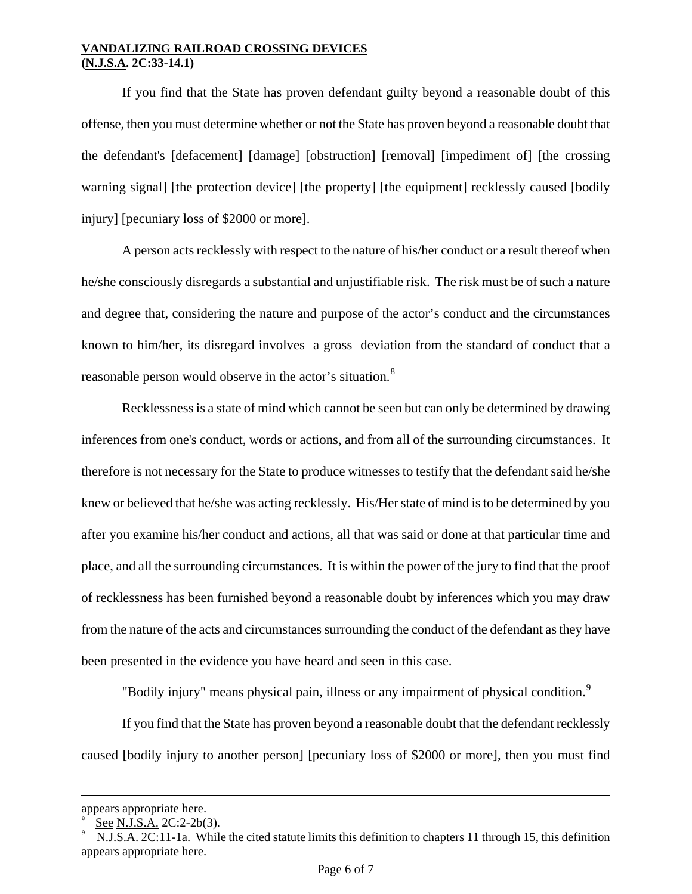**VANDALIZING RAILROAD CROSSING DEVICES**
**(N.J.S.A. 2C:33-14.1)**

If you find that the State has proven defendant guilty beyond a reasonable doubt of this offense, then you must determine whether or not the State has proven beyond a reasonable doubt that the defendant's [defacement] [damage] [obstruction] [removal] [impediment of] [the crossing warning signal] [the protection device] [the property] [the equipment] recklessly caused [bodily injury] [pecuniary loss of $2000 or more].

A person acts recklessly with respect to the nature of his/her conduct or a result thereof when he/she consciously disregards a substantial and unjustifiable risk. The risk must be of such a nature and degree that, considering the nature and purpose of the actor's conduct and the circumstances known to him/her, its disregard involves a gross deviation from the standard of conduct that a reasonable person would observe in the actor's situation.[8]

Recklessness is a state of mind which cannot be seen but can only be determined by drawing inferences from one's conduct, words or actions, and from all of the surrounding circumstances. It therefore is not necessary for the State to produce witnesses to testify that the defendant said he/she knew or believed that he/she was acting recklessly. His/Her state of mind is to be determined by you after you examine his/her conduct and actions, all that was said or done at that particular time and place, and all the surrounding circumstances. It is within the power of the jury to find that the proof of recklessness has been furnished beyond a reasonable doubt by inferences which you may draw from the nature of the acts and circumstances surrounding the conduct of the defendant as they have been presented in the evidence you have heard and seen in this case.

"Bodily injury" means physical pain, illness or any impairment of physical condition.[9]

If you find that the State has proven beyond a reasonable doubt that the defendant recklessly caused [bodily injury to another person] [pecuniary loss of $2000 or more], then you must find

---

appears appropriate here.

[8] See N.J.S.A. 2C:2-2b(3).

[9] N.J.S.A. 2C:11-1a. While the cited statute limits this definition to chapters 11 through 15, this definition appears appropriate here.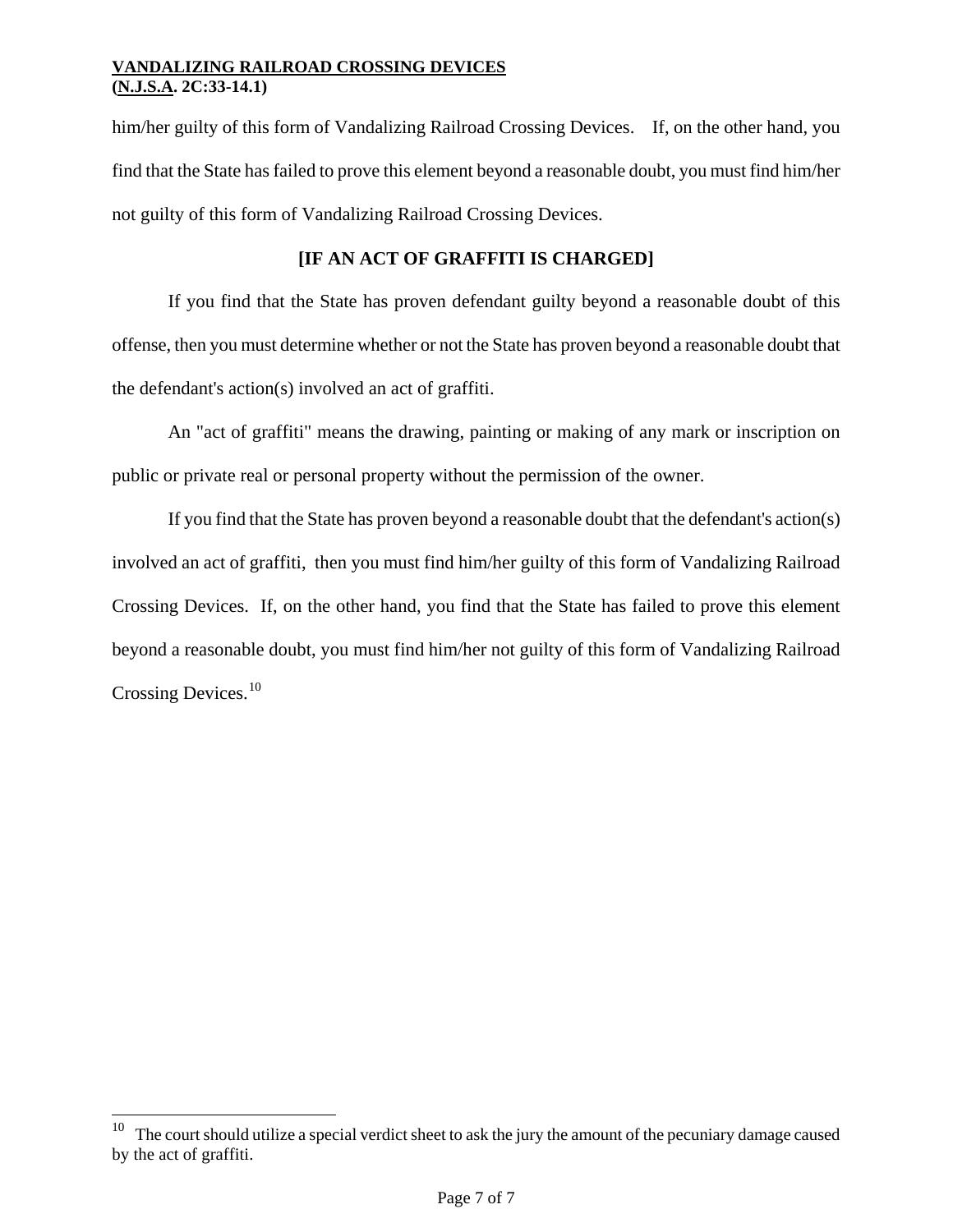him/her guilty of this form of Vandalizing Railroad Crossing Devices. If, on the other hand, you find that the State has failed to prove this element beyond a reasonable doubt, you must find him/her not guilty of this form of Vandalizing Railroad Crossing Devices.

**[IF AN ACT OF GRAFFITI IS CHARGED]**

If you find that the State has proven defendant guilty beyond a reasonable doubt of this offense, then you must determine whether or not the State has proven beyond a reasonable doubt that the defendant's action(s) involved an act of graffiti.

An "act of graffiti" means the drawing, painting or making of any mark or inscription on public or private real or personal property without the permission of the owner.

If you find that the State has proven beyond a reasonable doubt that the defendant's action(s) involved an act of graffiti, then you must find him/her guilty of this form of Vandalizing Railroad Crossing Devices. If, on the other hand, you find that the State has failed to prove this element beyond a reasonable doubt, you must find him/her not guilty of this form of Vandalizing Railroad Crossing Devices.[10]

---

[10] The court should utilize a special verdict sheet to ask the jury the amount of the pecuniary damage caused by the act of graffiti.